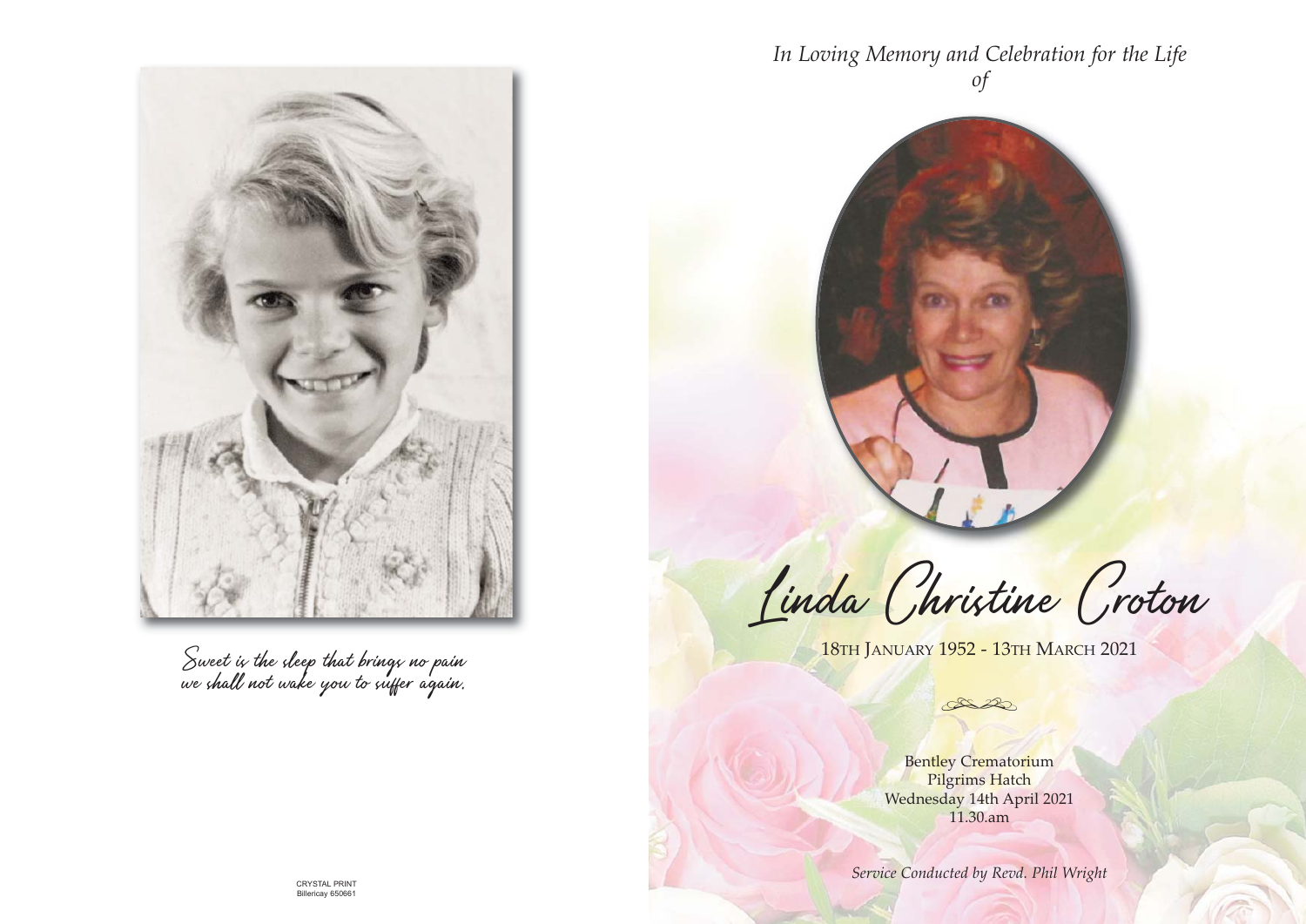Sweet is the sleep that brings no pain
we shall not wake you to suffer again.

CRYSTAL PRINT
Billericay 650661

*In Loving Memory and Celebration for the Life of*

# Linda Christine Croton

18TH JANUARY 1952 - 13TH MARCH 2021

Bentley Crematorium
Pilgrims Hatch
Wednesday 14th April 2021
11.30.am

*Service Conducted by Revd. Phil Wright*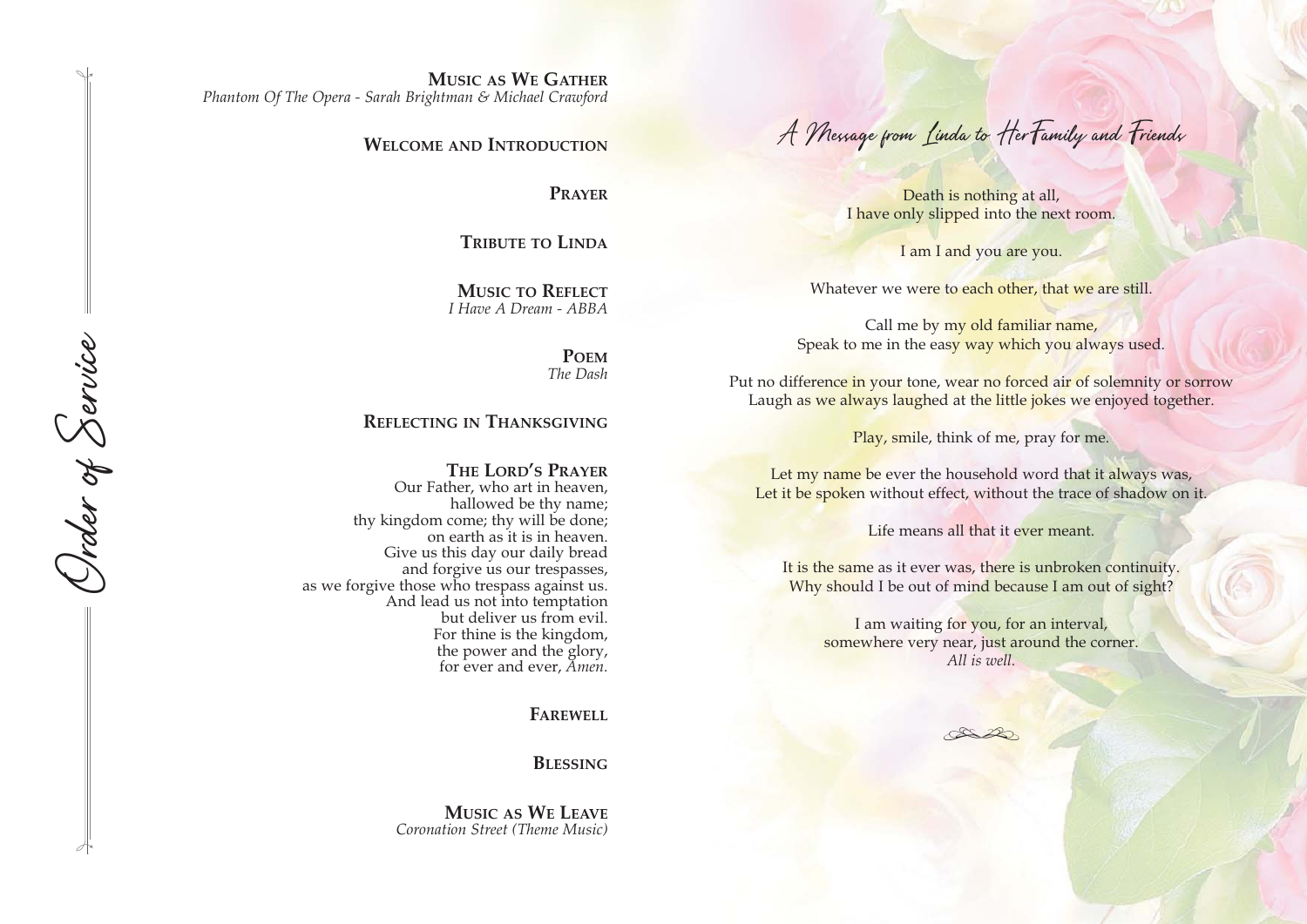# Order of Service

**Music as We Gather**
*Phantom Of The Opera - Sarah Brightman & Michael Crawford*

**Welcome and Introduction**

**Prayer**

**Tribute to Linda**

**Music to Reflect**
*I Have A Dream - ABBA*

**Poem**
*The Dash*

**Reflecting in Thanksgiving**

**The Lord's Prayer**

Our Father, who art in heaven,
hallowed be thy name;
thy kingdom come; thy will be done;
on earth as it is in heaven.
Give us this day our daily bread
and forgive us our trespasses,
as we forgive those who trespass against us.
And lead us not into temptation
but deliver us from evil.
For thine is the kingdom,
the power and the glory,
for ever and ever, *Amen.*

**Farewell**

**Blessing**

**Music as We Leave**
*Coronation Street (Theme Music)*

## A Message from Linda to Her Family and Friends

Death is nothing at all,
I have only slipped into the next room.

I am I and you are you.

Whatever we were to each other, that we are still.

Call me by my old familiar name,
Speak to me in the easy way which you always used.

Put no difference in your tone, wear no forced air of solemnity or sorrow
Laugh as we always laughed at the little jokes we enjoyed together.

Play, smile, think of me, pray for me.

Let my name be ever the household word that it always was,
Let it be spoken without effect, without the trace of shadow on it.

Life means all that it ever meant.

It is the same as it ever was, there is unbroken continuity.
Why should I be out of mind because I am out of sight?

I am waiting for you, for an interval,
somewhere very near, just around the corner.
*All is well.*